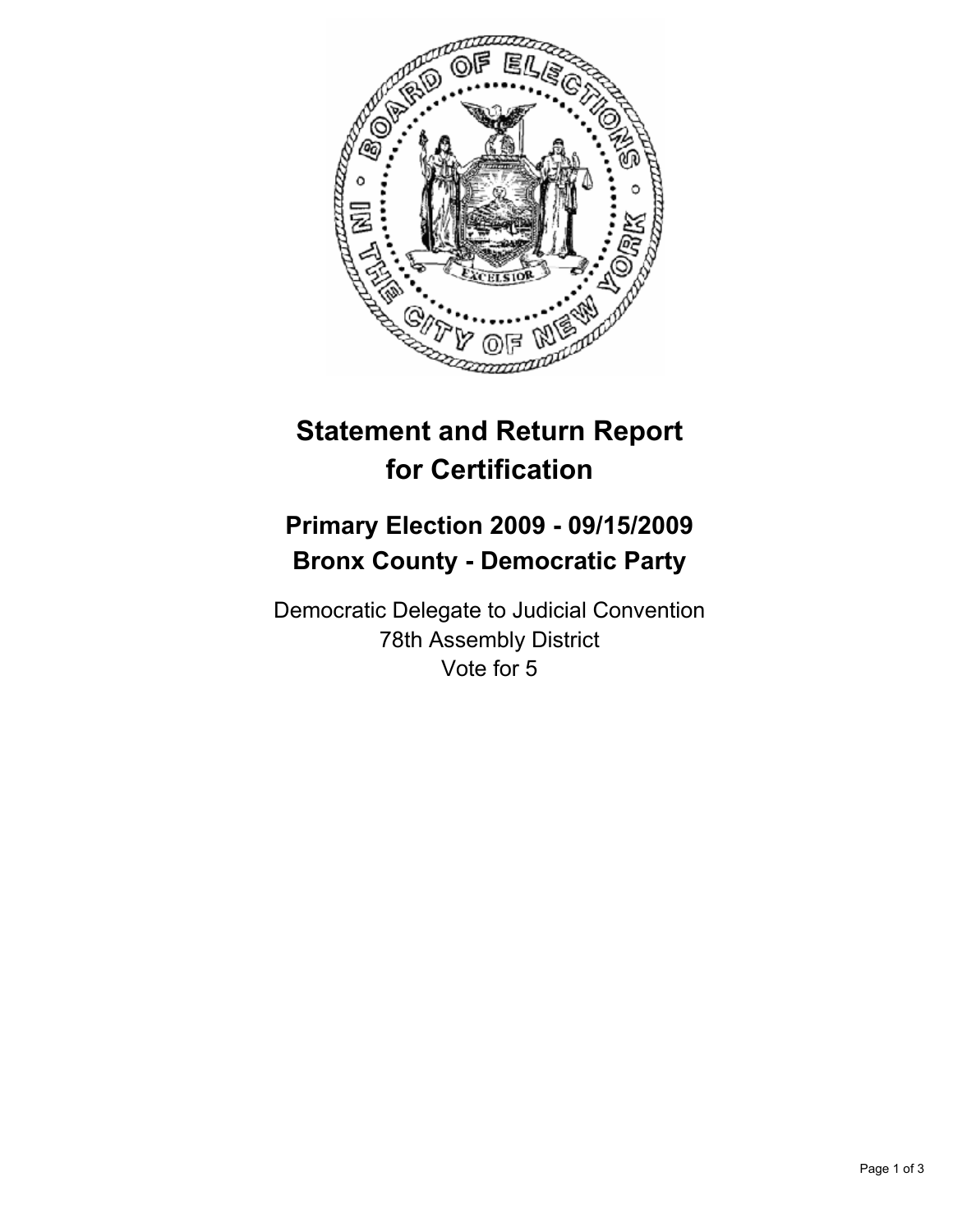# Statement and Return Report for Certification

## Primary Election 2009 - 09/15/2009
## Bronx County - Democratic Party

Democratic Delegate to Judicial Convention
78th Assembly District
Vote for 5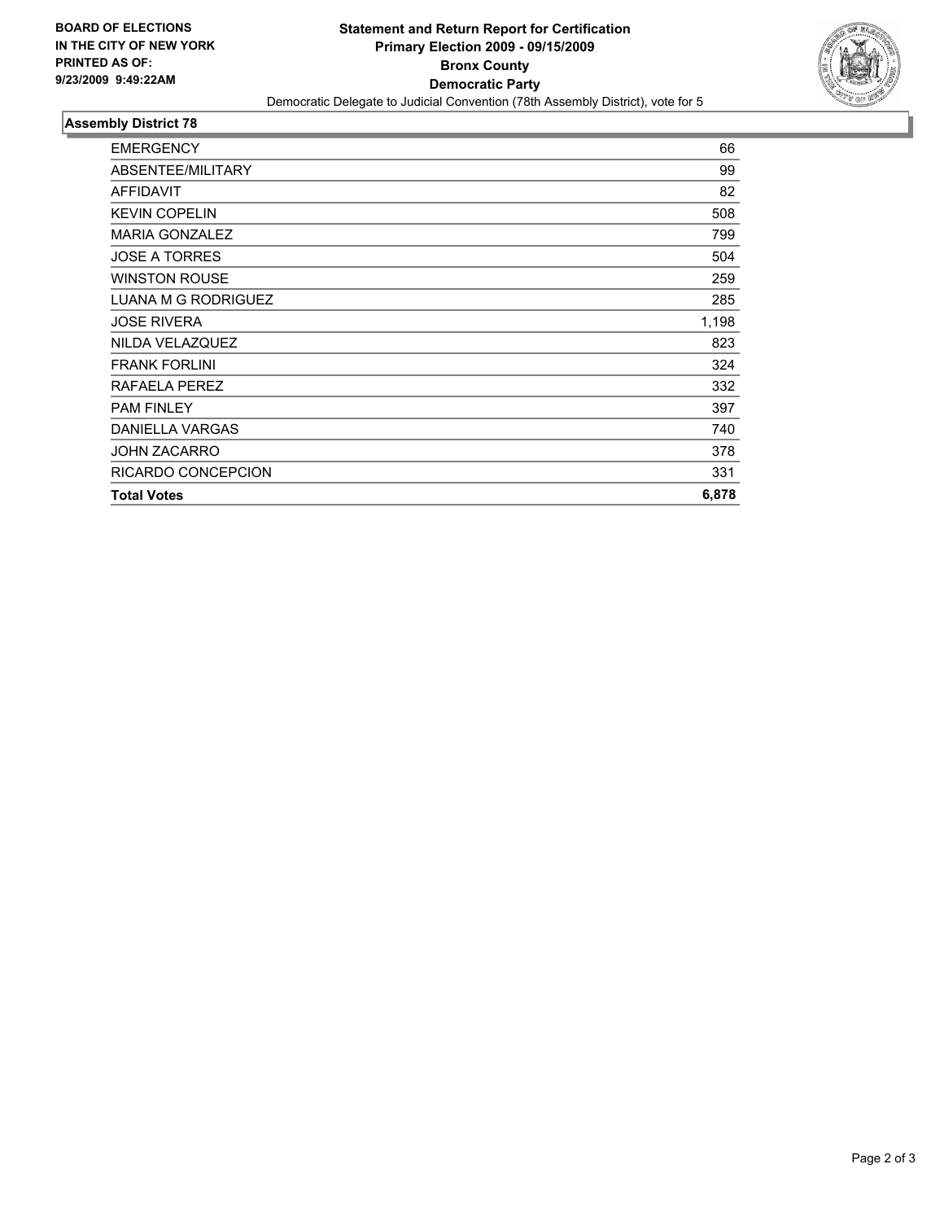**BOARD OF ELECTIONS IN THE CITY OF NEW YORK PRINTED AS OF: 9/23/2009 9:49:22AM**

**Statement and Return Report for Certification**
**Primary Election 2009 - 09/15/2009**
**Bronx County**
**Democratic Party**
Democratic Delegate to Judicial Convention (78th Assembly District), vote for 5

## Assembly District 78

| | |
|---|---|
| EMERGENCY | 66 |
| ABSENTEE/MILITARY | 99 |
| AFFIDAVIT | 82 |
| KEVIN COPELIN | 508 |
| MARIA GONZALEZ | 799 |
| JOSE A TORRES | 504 |
| WINSTON ROUSE | 259 |
| LUANA M G RODRIGUEZ | 285 |
| JOSE RIVERA | 1,198 |
| NILDA VELAZQUEZ | 823 |
| FRANK FORLINI | 324 |
| RAFAELA PEREZ | 332 |
| PAM FINLEY | 397 |
| DANIELLA VARGAS | 740 |
| JOHN ZACARRO | 378 |
| RICARDO CONCEPCION | 331 |
| **Total Votes** | **6,878** |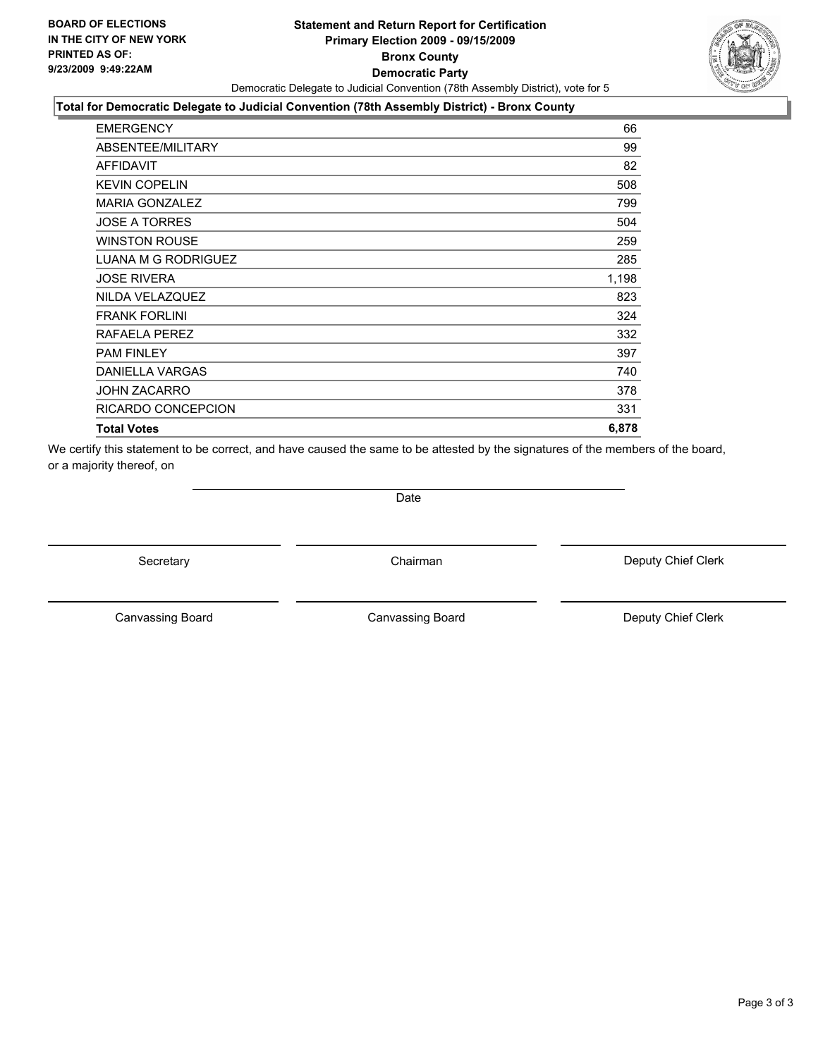**BOARD OF ELECTIONS IN THE CITY OF NEW YORK PRINTED AS OF: 9/23/2009 9:49:22AM**

# Statement and Return Report for Certification
## Primary Election 2009 - 09/15/2009
## Bronx County
## Democratic Party

Democratic Delegate to Judicial Convention (78th Assembly District), vote for 5

### Total for Democratic Delegate to Judicial Convention (78th Assembly District) - Bronx County

| | |
|---|---|
| EMERGENCY | 66 |
| ABSENTEE/MILITARY | 99 |
| AFFIDAVIT | 82 |
| KEVIN COPELIN | 508 |
| MARIA GONZALEZ | 799 |
| JOSE A TORRES | 504 |
| WINSTON ROUSE | 259 |
| LUANA M G RODRIGUEZ | 285 |
| JOSE RIVERA | 1,198 |
| NILDA VELAZQUEZ | 823 |
| FRANK FORLINI | 324 |
| RAFAELA PEREZ | 332 |
| PAM FINLEY | 397 |
| DANIELLA VARGAS | 740 |
| JOHN ZACARRO | 378 |
| RICARDO CONCEPCION | 331 |
| **Total Votes** | **6,878** |

We certify this statement to be correct, and have caused the same to be attested by the signatures of the members of the board, or a majority thereof, on

Date

Secretary | Chairman | Deputy Chief Clerk

Canvassing Board | Canvassing Board | Deputy Chief Clerk